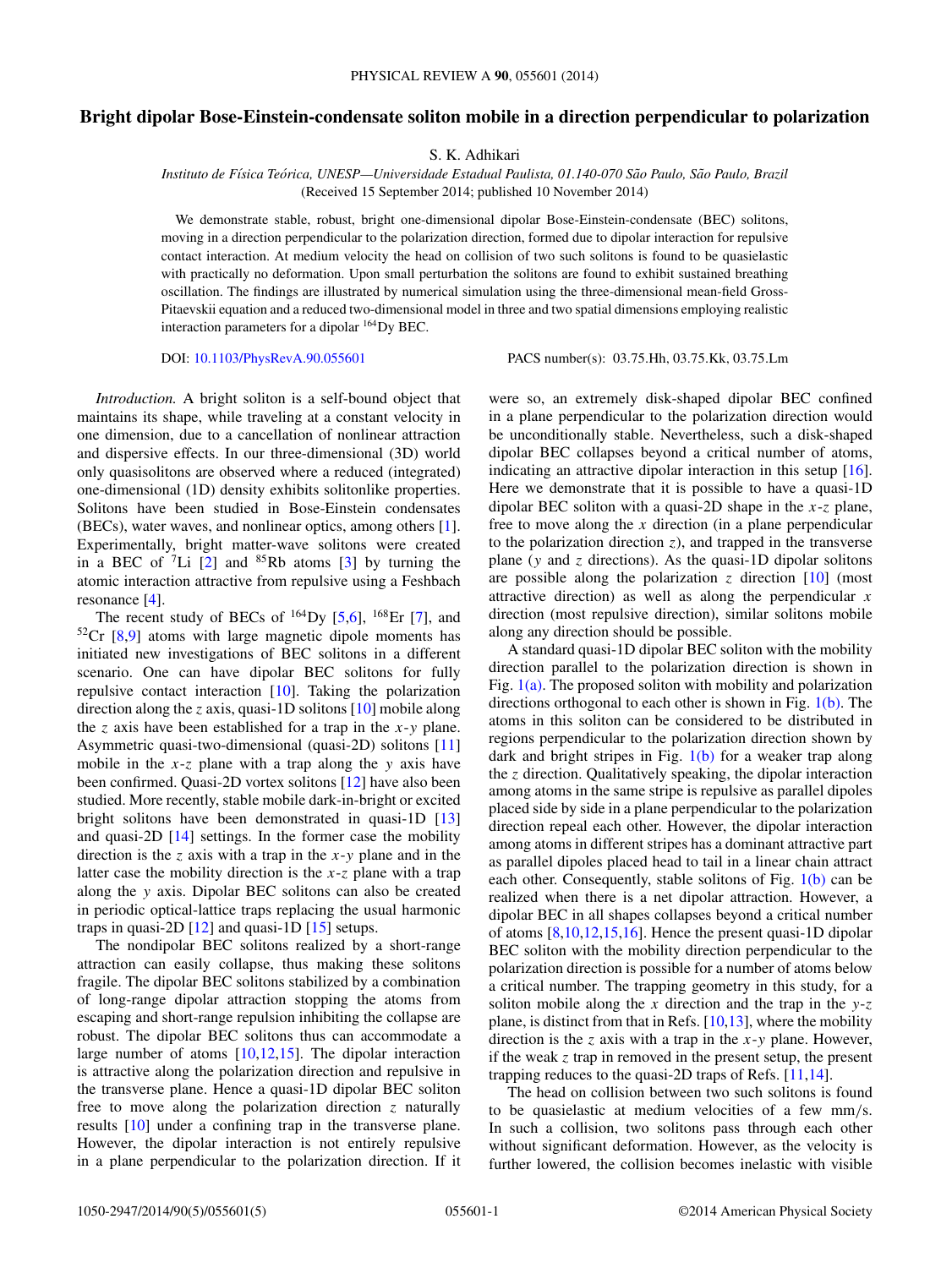# Bright dipolar Bose-Einstein-condensate soliton mobile in a direction perpendicular to polarization

S. K. Adhikari

*Instituto de Física Teórica, UNESP—Universidade Estadual Paulista, 01.140-070 São Paulo, São Paulo, Brazil*
(Received 15 September 2014; published 10 November 2014)

We demonstrate stable, robust, bright one-dimensional dipolar Bose-Einstein-condensate (BEC) solitons, moving in a direction perpendicular to the polarization direction, formed due to dipolar interaction for repulsive contact interaction. At medium velocity the head on collision of two such solitons is found to be quasielastic with practically no deformation. Upon small perturbation the solitons are found to exhibit sustained breathing oscillation. The findings are illustrated by numerical simulation using the three-dimensional mean-field Gross-Pitaevskii equation and a reduced two-dimensional model in three and two spatial dimensions employing realistic interaction parameters for a dipolar $^{164}$Dy BEC.

DOI: 10.1103/PhysRevA.90.055601 PACS number(s): 03.75.Hh, 03.75.Kk, 03.75.Lm

*Introduction.* A bright soliton is a self-bound object that maintains its shape, while traveling at a constant velocity in one dimension, due to a cancellation of nonlinear attraction and dispersive effects. In our three-dimensional (3D) world only quasisolitons are observed where a reduced (integrated) one-dimensional (1D) density exhibits solitonlike properties. Solitons have been studied in Bose-Einstein condensates (BECs), water waves, and nonlinear optics, among others [1]. Experimentally, bright matter-wave solitons were created in a BEC of $^{7}$Li [2] and $^{85}$Rb atoms [3] by turning the atomic interaction attractive from repulsive using a Feshbach resonance [4].

The recent study of BECs of $^{164}$Dy [5,6], $^{168}$Er [7], and $^{52}$Cr [8,9] atoms with large magnetic dipole moments has initiated new investigations of BEC solitons in a different scenario. One can have dipolar BEC solitons for fully repulsive contact interaction [10]. Taking the polarization direction along the $z$ axis, quasi-1D solitons [10] mobile along the $z$ axis have been established for a trap in the $x$-$y$ plane. Asymmetric quasi-two-dimensional (quasi-2D) solitons [11] mobile in the $x$-$z$ plane with a trap along the $y$ axis have been confirmed. Quasi-2D vortex solitons [12] have also been studied. More recently, stable mobile dark-in-bright or excited bright solitons have been demonstrated in quasi-1D [13] and quasi-2D [14] settings. In the former case the mobility direction is the $z$ axis with a trap in the $x$-$y$ plane and in the latter case the mobility direction is the $x$-$z$ plane with a trap along the $y$ axis. Dipolar BEC solitons can also be created in periodic optical-lattice traps replacing the usual harmonic traps in quasi-2D [12] and quasi-1D [15] setups.

The nondipolar BEC solitons realized by a short-range attraction can easily collapse, thus making these solitons fragile. The dipolar BEC solitons stabilized by a combination of long-range dipolar attraction stopping the atoms from escaping and short-range repulsion inhibiting the collapse are robust. The dipolar BEC solitons thus can accommodate a large number of atoms [10,12,15]. The dipolar interaction is attractive along the polarization direction and repulsive in the transverse plane. Hence a quasi-1D dipolar BEC soliton free to move along the polarization direction $z$ naturally results [10] under a confining trap in the transverse plane. However, the dipolar interaction is not entirely repulsive in a plane perpendicular to the polarization direction. If it were so, an extremely disk-shaped dipolar BEC confined in a plane perpendicular to the polarization direction would be unconditionally stable. Nevertheless, such a disk-shaped dipolar BEC collapses beyond a critical number of atoms, indicating an attractive dipolar interaction in this setup [16]. Here we demonstrate that it is possible to have a quasi-1D dipolar BEC soliton with a quasi-2D shape in the $x$-$z$ plane, free to move along the $x$ direction (in a plane perpendicular to the polarization direction $z$), and trapped in the transverse plane ($y$ and $z$ directions). As the quasi-1D dipolar solitons are possible along the polarization $z$ direction [10] (most attractive direction) as well as along the perpendicular $x$ direction (most repulsive direction), similar solitons mobile along any direction should be possible.

A standard quasi-1D dipolar BEC soliton with the mobility direction parallel to the polarization direction is shown in Fig. 1(a). The proposed soliton with mobility and polarization directions orthogonal to each other is shown in Fig. 1(b). The atoms in this soliton can be considered to be distributed in regions perpendicular to the polarization direction shown by dark and bright stripes in Fig. 1(b) for a weaker trap along the $z$ direction. Qualitatively speaking, the dipolar interaction among atoms in the same stripe is repulsive as parallel dipoles placed side by side in a plane perpendicular to the polarization direction repeal each other. However, the dipolar interaction among atoms in different stripes has a dominant attractive part as parallel dipoles placed head to tail in a linear chain attract each other. Consequently, stable solitons of Fig. 1(b) can be realized when there is a net dipolar attraction. However, a dipolar BEC in all shapes collapses beyond a critical number of atoms [8,10,12,15,16]. Hence the present quasi-1D dipolar BEC soliton with the mobility direction perpendicular to the polarization direction is possible for a number of atoms below a critical number. The trapping geometry in this study, for a soliton mobile along the $x$ direction and the trap in the $y$-$z$ plane, is distinct from that in Refs. [10,13], where the mobility direction is the $z$ axis with a trap in the $x$-$y$ plane. However, if the weak $z$ trap in removed in the present setup, the present trapping reduces to the quasi-2D traps of Refs. [11,14].

The head on collision between two such solitons is found to be quasielastic at medium velocities of a few mm/s. In such a collision, two solitons pass through each other without significant deformation. However, as the velocity is further lowered, the collision becomes inelastic with visible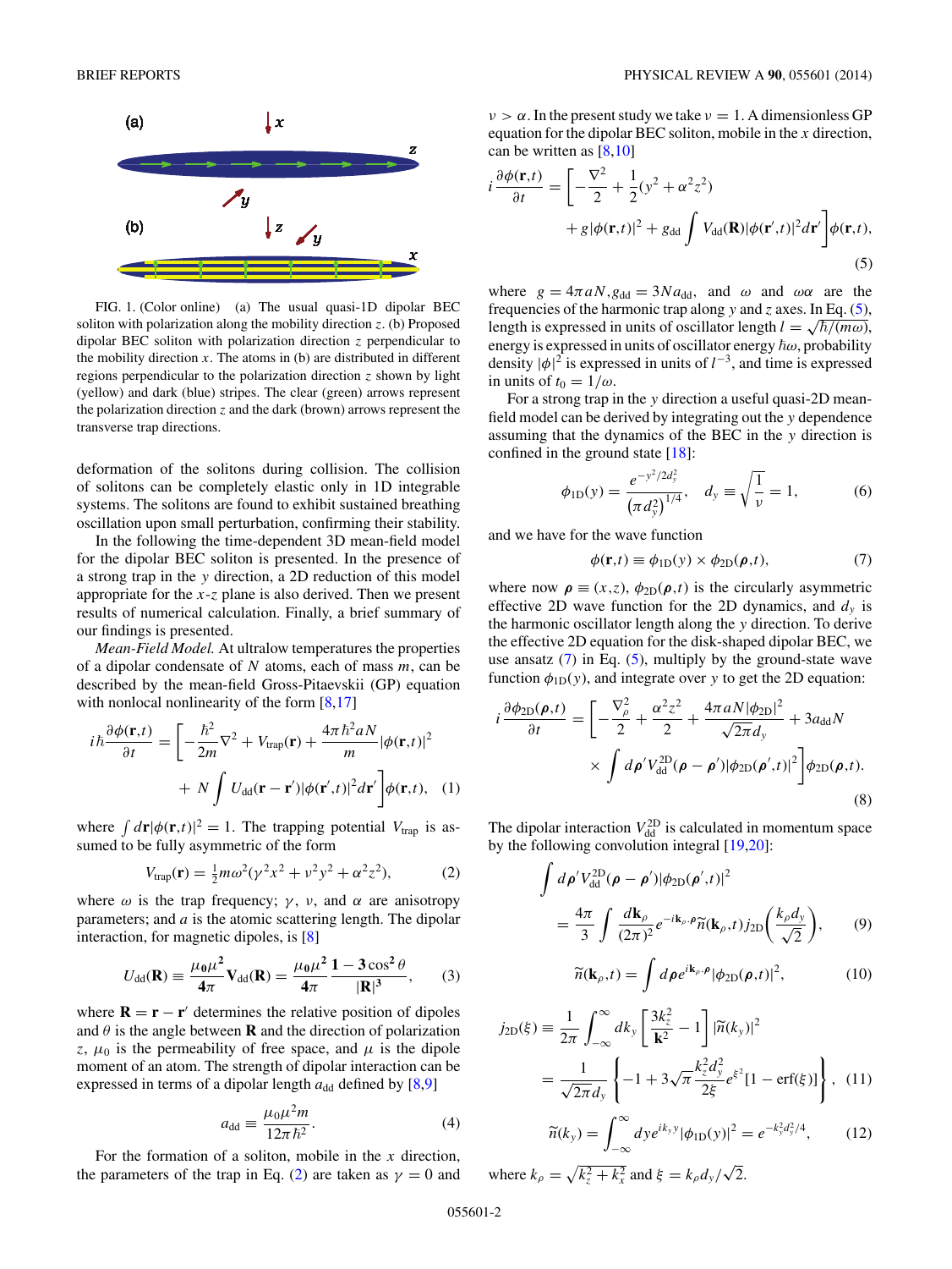FIG. 1. (Color online) (a) The usual quasi-1D dipolar BEC soliton with polarization along the mobility direction $z$. (b) Proposed dipolar BEC soliton with polarization direction $z$ perpendicular to the mobility direction $x$. The atoms in (b) are distributed in different regions perpendicular to the polarization direction $z$ shown by light (yellow) and dark (blue) stripes. The clear (green) arrows represent the polarization direction $z$ and the dark (brown) arrows represent the transverse trap directions.

deformation of the solitons during collision. The collision of solitons can be completely elastic only in 1D integrable systems. The solitons are found to exhibit sustained breathing oscillation upon small perturbation, confirming their stability.

In the following the time-dependent 3D mean-field model for the dipolar BEC soliton is presented. In the presence of a strong trap in the $y$ direction, a 2D reduction of this model appropriate for the $x$-$z$ plane is also derived. Then we present results of numerical calculation. Finally, a brief summary of our findings is presented.

*Mean-Field Model.* At ultralow temperatures the properties of a dipolar condensate of $N$ atoms, each of mass $m$, can be described by the mean-field Gross-Pitaevskii (GP) equation with nonlocal nonlinearity of the form [8,17]

$$
i\hbar\frac{\partial\phi(\mathbf{r},t)}{\partial t} = \bigg[-\frac{\hbar^2}{2m}\nabla^2 + V_{\text{trap}}(\mathbf{r}) + \frac{4\pi\hbar^2 aN}{m}|\phi(\mathbf{r},t)|^2 + N\int U_{\text{dd}}(\mathbf{r}-\mathbf{r}')|\phi(\mathbf{r}',t)|^2 d\mathbf{r}'\bigg]\phi(\mathbf{r},t), \quad (1)
$$

where $\int d\mathbf{r}|\phi(\mathbf{r},t)|^2 = 1$. The trapping potential $V_{\text{trap}}$ is assumed to be fully asymmetric of the form

$$
V_{\text{trap}}(\mathbf{r}) = \tfrac{1}{2}m\omega^2(\gamma^2x^2 + \nu^2y^2 + \alpha^2z^2), \quad (2)
$$

where $\omega$ is the trap frequency; $\gamma$, $\nu$, and $\alpha$ are anisotropy parameters; and $a$ is the atomic scattering length. The dipolar interaction, for magnetic dipoles, is [8]

$$
U_{\text{dd}}(\mathbf{R}) \equiv \frac{\mu_0\mu^2}{4\pi}V_{\text{dd}}(\mathbf{R}) = \frac{\mu_0\mu^2}{4\pi}\frac{1-3\cos^2\theta}{|\mathbf{R}|^3}, \quad (3)
$$

where $\mathbf{R} = \mathbf{r} - \mathbf{r}'$ determines the relative position of dipoles and $\theta$ is the angle between $\mathbf{R}$ and the direction of polarization $z$, $\mu_0$ is the permeability of free space, and $\mu$ is the dipole moment of an atom. The strength of dipolar interaction can be expressed in terms of a dipolar length $a_{\text{dd}}$ defined by [8,9]

$$
a_{\text{dd}} \equiv \frac{\mu_0\mu^2 m}{12\pi\hbar^2}. \quad (4)
$$

For the formation of a soliton, mobile in the $x$ direction, the parameters of the trap in Eq. (2) are taken as $\gamma = 0$ and $\nu > \alpha$. In the present study we take $\nu = 1$. A dimensionless GP equation for the dipolar BEC soliton, mobile in the $x$ direction, can be written as [8,10]

$$
i\frac{\partial\phi(\mathbf{r},t)}{\partial t} = \bigg[-\frac{\nabla^2}{2} + \frac{1}{2}(y^2+\alpha^2z^2) + g|\phi(\mathbf{r},t)|^2 + g_{\text{dd}}\int V_{\text{dd}}(\mathbf{R})|\phi(\mathbf{r}',t)|^2 d\mathbf{r}'\bigg]\phi(\mathbf{r},t), \quad (5)
$$

where $g = 4\pi aN, g_{\text{dd}} = 3Na_{\text{dd}}$, and $\omega$ and $\omega\alpha$ are the frequencies of the harmonic trap along $y$ and $z$ axes. In Eq. (5), length is expressed in units of oscillator length $l = \sqrt{\hbar/(m\omega)}$, energy is expressed in units of oscillator energy $\hbar\omega$, probability density $|\phi|^2$ is expressed in units of $l^{-3}$, and time is expressed in units of $t_0 = 1/\omega$.

For a strong trap in the $y$ direction a useful quasi-2D mean-field model can be derived by integrating out the $y$ dependence assuming that the dynamics of the BEC in the $y$ direction is confined in the ground state [18]:

$$
\phi_{1\text{D}}(y) = \frac{e^{-y^2/2d_y^2}}{(\pi d_y^2)^{1/4}}, \quad d_y \equiv \sqrt{\frac{1}{\nu}} = 1, \quad (6)
$$

and we have for the wave function

$$
\phi(\mathbf{r},t) \equiv \phi_{1\text{D}}(y) \times \phi_{2\text{D}}(\boldsymbol{\rho},t), \quad (7)
$$

where now $\boldsymbol{\rho} \equiv (x,z)$, $\phi_{2\text{D}}(\boldsymbol{\rho},t)$ is the circularly asymmetric effective 2D wave function for the 2D dynamics, and $d_y$ is the harmonic oscillator length along the $y$ direction. To derive the effective 2D equation for the disk-shaped dipolar BEC, we use ansatz (7) in Eq. (5), multiply by the ground-state wave function $\phi_{1\text{D}}(y)$, and integrate over $y$ to get the 2D equation:

$$
i\frac{\partial\phi_{2\text{D}}(\boldsymbol{\rho},t)}{\partial t} = \bigg[-\frac{\nabla_\rho^2}{2} + \frac{\alpha^2z^2}{2} + \frac{4\pi aN|\phi_{2\text{D}}|^2}{\sqrt{2\pi}d_y} + 3a_{\text{dd}}N \times \int d\boldsymbol{\rho}' V_{\text{dd}}^{2\text{D}}(\boldsymbol{\rho}-\boldsymbol{\rho}')|\phi_{2\text{D}}(\boldsymbol{\rho}',t)|^2\bigg]\phi_{2\text{D}}(\boldsymbol{\rho},t). \quad (8)
$$

The dipolar interaction $V_{\text{dd}}^{2\text{D}}$ is calculated in momentum space by the following convolution integral [19,20]:

$$
\int d\boldsymbol{\rho}' V_{\text{dd}}^{2\text{D}}(\boldsymbol{\rho}-\boldsymbol{\rho}')|\phi_{2\text{D}}(\boldsymbol{\rho}',t)|^2 = \frac{4\pi}{3}\int\frac{d\mathbf{k}_\rho}{(2\pi)^2}e^{-i\mathbf{k}_\rho\cdot\boldsymbol{\rho}}\widetilde{n}(\mathbf{k}_\rho,t)j_{2\text{D}}\left(\frac{k_\rho d_y}{\sqrt{2}}\right), \quad (9)
$$

$$
\widetilde{n}(\mathbf{k}_\rho,t) = \int d\boldsymbol{\rho}\, e^{i\mathbf{k}_\rho\cdot\boldsymbol{\rho}}|\phi_{2\text{D}}(\boldsymbol{\rho},t)|^2, \quad (10)
$$

$$
j_{2\text{D}}(\xi) \equiv \frac{1}{2\pi}\int_{-\infty}^{\infty}dk_y\left[\frac{3k_z^2}{\mathbf{k}^2}-1\right]|\widetilde{n}(k_y)|^2 = \frac{1}{\sqrt{2\pi}d_y}\left\{-1+3\sqrt{\pi}\frac{k_z^2d_y^2}{2\xi}e^{\xi^2}[1-\text{erf}(\xi)]\right\}, \quad (11)
$$

$$
\widetilde{n}(k_y) = \int_{-\infty}^{\infty}dy\, e^{ik_yy}|\phi_{1\text{D}}(y)|^2 = e^{-k_y^2d_y^2/4}, \quad (12)
$$

where $k_\rho = \sqrt{k_z^2+k_x^2}$ and $\xi = k_\rho d_y/\sqrt{2}$.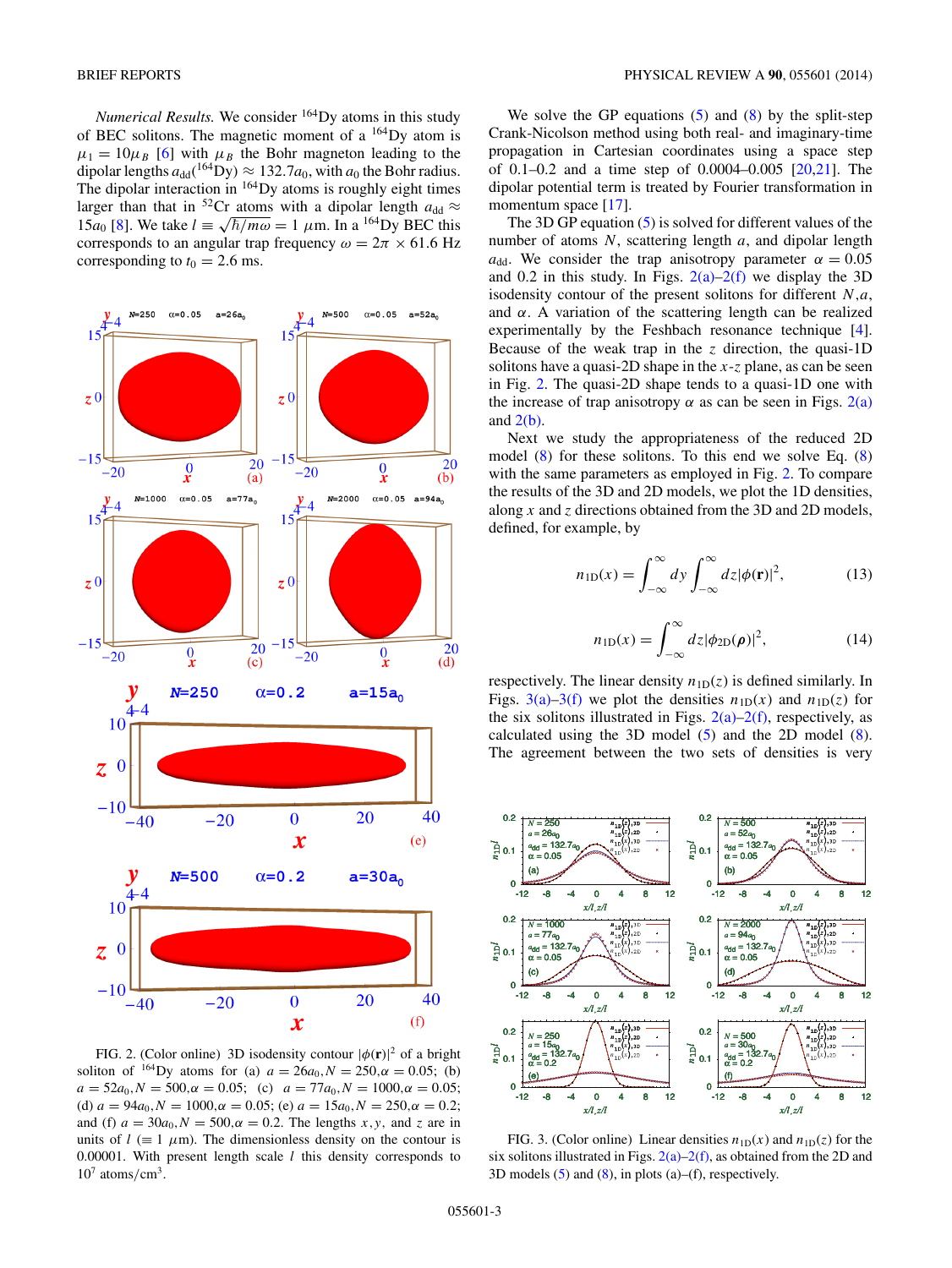*Numerical Results.* We consider $^{164}$Dy atoms in this study of BEC solitons. The magnetic moment of a $^{164}$Dy atom is $\mu_1 = 10\mu_B$ [6] with $\mu_B$ the Bohr magneton leading to the dipolar lengths $a_{dd}(^{164}\text{Dy}) \approx 132.7a_0$, with $a_0$ the Bohr radius. The dipolar interaction in $^{164}$Dy atoms is roughly eight times larger than that in $^{52}$Cr atoms with a dipolar length $a_{dd} \approx 15a_0$ [8]. We take $l \equiv \sqrt{\hbar/m\omega} = 1$ μm. In a $^{164}$Dy BEC this corresponds to an angular trap frequency $\omega = 2\pi \times 61.6$ Hz corresponding to $t_0 = 2.6$ ms.

FIG. 2. (Color online) 3D isodensity contour $|\phi(\mathbf{r})|^2$ of a bright soliton of $^{164}$Dy atoms for (a) $a = 26a_0, N = 250, \alpha = 0.05$; (b) $a = 52a_0, N = 500, \alpha = 0.05$; (c) $a = 77a_0, N = 1000, \alpha = 0.05$; (d) $a = 94a_0, N = 1000, \alpha = 0.05$; (e) $a = 15a_0, N = 250, \alpha = 0.2$; and (f) $a = 30a_0, N = 500, \alpha = 0.2$. The lengths $x, y$, and $z$ are in units of $l$ ($\equiv 1$ μm). The dimensionless density on the contour is 0.00001. With present length scale $l$ this density corresponds to $10^7$ atoms/cm$^3$.

We solve the GP equations (5) and (8) by the split-step Crank-Nicolson method using both real- and imaginary-time propagation in Cartesian coordinates using a space step of 0.1–0.2 and a time step of 0.0004–0.005 [20,21]. The dipolar potential term is treated by Fourier transformation in momentum space [17].

The 3D GP equation (5) is solved for different values of the number of atoms $N$, scattering length $a$, and dipolar length $a_{dd}$. We consider the trap anisotropy parameter $\alpha = 0.05$ and 0.2 in this study. In Figs. 2(a)–2(f) we display the 3D isodensity contour of the present solitons for different $N$,$a$, and $\alpha$. A variation of the scattering length can be realized experimentally by the Feshbach resonance technique [4]. Because of the weak trap in the $z$ direction, the quasi-1D solitons have a quasi-2D shape in the $x$-$z$ plane, as can be seen in Fig. 2. The quasi-2D shape tends to a quasi-1D one with the increase of trap anisotropy $\alpha$ as can be seen in Figs. 2(a) and 2(b).

Next we study the appropriateness of the reduced 2D model (8) for these solitons. To this end we solve Eq. (8) with the same parameters as employed in Fig. 2. To compare the results of the 3D and 2D models, we plot the 1D densities, along $x$ and $z$ directions obtained from the 3D and 2D models, defined, for example, by

$$n_{1D}(x) = \int_{-\infty}^{\infty} dy \int_{-\infty}^{\infty} dz |\phi(\mathbf{r})|^2, \tag{13}$$

$$n_{1D}(x) = \int_{-\infty}^{\infty} dz |\phi_{2D}(\boldsymbol{\rho})|^2, \tag{14}$$

respectively. The linear density $n_{1D}(z)$ is defined similarly. In Figs. 3(a)–3(f) we plot the densities $n_{1D}(x)$ and $n_{1D}(z)$ for the six solitons illustrated in Figs. 2(a)–2(f), respectively, as calculated using the 3D model (5) and the 2D model (8). The agreement between the two sets of densities is very

FIG. 3. (Color online) Linear densities $n_{1D}(x)$ and $n_{1D}(z)$ for the six solitons illustrated in Figs. 2(a)–2(f), as obtained from the 2D and 3D models (5) and (8), in plots (a)–(f), respectively.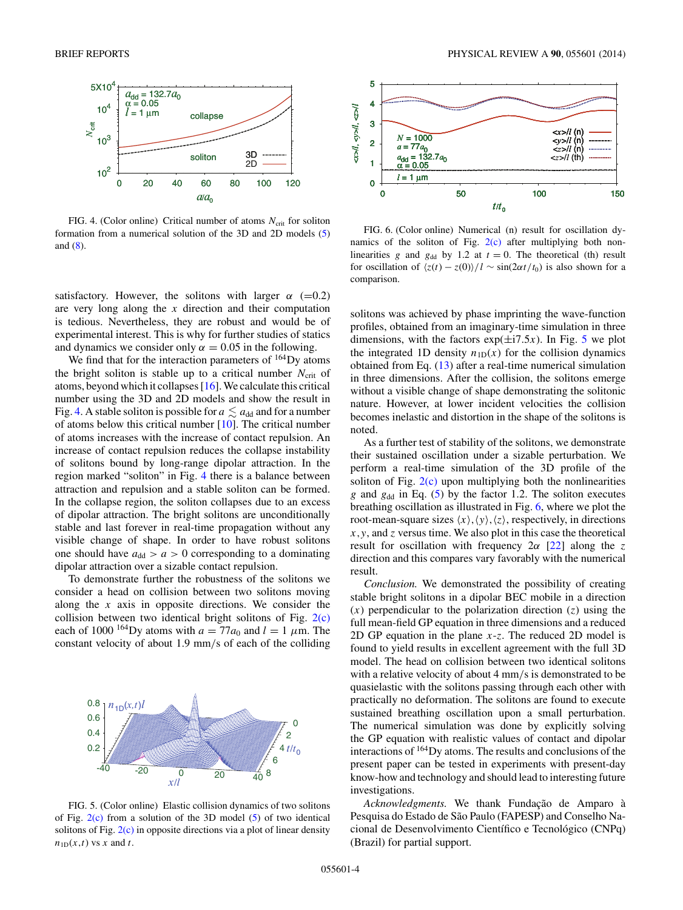FIG. 4. (Color online) Critical number of atoms $N_{\rm crit}$ for soliton formation from a numerical solution of the 3D and 2D models (5) and (8).

satisfactory. However, the solitons with larger $\alpha$ (=0.2) are very long along the $x$ direction and their computation is tedious. Nevertheless, they are robust and would be of experimental interest. This is why for further studies of statics and dynamics we consider only $\alpha = 0.05$ in the following.

We find that for the interaction parameters of $^{164}$Dy atoms the bright soliton is stable up to a critical number $N_{\rm crit}$ of atoms, beyond which it collapses [16]. We calculate this critical number using the 3D and 2D models and show the result in Fig. 4. A stable soliton is possible for $a \lesssim a_{\rm dd}$ and for a number of atoms below this critical number [10]. The critical number of atoms increases with the increase of contact repulsion. An increase of contact repulsion reduces the collapse instability of solitons bound by long-range dipolar attraction. In the region marked "soliton" in Fig. 4 there is a balance between attraction and repulsion and a stable soliton can be formed. In the collapse region, the soliton collapses due to an excess of dipolar attraction. The bright solitons are unconditionally stable and last forever in real-time propagation without any visible change of shape. In order to have robust solitons one should have $a_{\rm dd} > a > 0$ corresponding to a dominating dipolar attraction over a sizable contact repulsion.

To demonstrate further the robustness of the solitons we consider a head on collision between two solitons moving along the $x$ axis in opposite directions. We consider the collision between two identical bright solitons of Fig. 2(c) each of 1000 $^{164}$Dy atoms with $a = 77a_0$ and $l = 1$ $\mu$m. The constant velocity of about 1.9 mm/s of each of the colliding solitons was achieved by phase imprinting the wave-function profiles, obtained from an imaginary-time simulation in three dimensions, with the factors $\exp(\pm i7.5x)$. In Fig. 5 we plot the integrated 1D density $n_{\rm 1D}(x)$ for the collision dynamics obtained from Eq. (13) after a real-time numerical simulation in three dimensions. After the collision, the solitons emerge without a visible change of shape demonstrating the solitonic nature. However, at lower incident velocities the collision becomes inelastic and distortion in the shape of the solitons is noted.

FIG. 5. (Color online) Elastic collision dynamics of two solitons of Fig. 2(c) from a solution of the 3D model (5) of two identical solitons of Fig. 2(c) in opposite directions via a plot of linear density $n_{\rm 1D}(x,t)$ vs $x$ and $t$.

FIG. 6. (Color online) Numerical (n) result for oscillation dynamics of the soliton of Fig. 2(c) after multiplying both nonlinearities $g$ and $g_{\rm dd}$ by 1.2 at $t = 0$. The theoretical (th) result for oscillation of $\langle z(t) - z(0)\rangle/l \sim \sin(2\alpha t/t_0)$ is also shown for a comparison.

As a further test of stability of the solitons, we demonstrate their sustained oscillation under a sizable perturbation. We perform a real-time simulation of the 3D profile of the soliton of Fig. 2(c) upon multiplying both the nonlinearities $g$ and $g_{\rm dd}$ in Eq. (5) by the factor 1.2. The soliton executes breathing oscillation as illustrated in Fig. 6, where we plot the root-mean-square sizes $\langle x\rangle, \langle y\rangle, \langle z\rangle$, respectively, in directions $x, y$, and $z$ versus time. We also plot in this case the theoretical result for oscillation with frequency $2\alpha$ [22] along the $z$ direction and this compares vary favorably with the numerical result.

*Conclusion.* We demonstrated the possibility of creating stable bright solitons in a dipolar BEC mobile in a direction ($x$) perpendicular to the polarization direction ($z$) using the full mean-field GP equation in three dimensions and a reduced 2D GP equation in the plane $x$-$z$. The reduced 2D model is found to yield results in excellent agreement with the full 3D model. The head on collision between two identical solitons with a relative velocity of about 4 mm/s is demonstrated to be quasielastic with the solitons passing through each other with practically no deformation. The solitons are found to execute sustained breathing oscillation upon a small perturbation. The numerical simulation was done by explicitly solving the GP equation with realistic values of contact and dipolar interactions of $^{164}$Dy atoms. The results and conclusions of the present paper can be tested in experiments with present-day know-how and technology and should lead to interesting future investigations.

*Acknowledgments.* We thank Fundação de Amparo à Pesquisa do Estado de São Paulo (FAPESP) and Conselho Nacional de Desenvolvimento Científico e Tecnológico (CNPq) (Brazil) for partial support.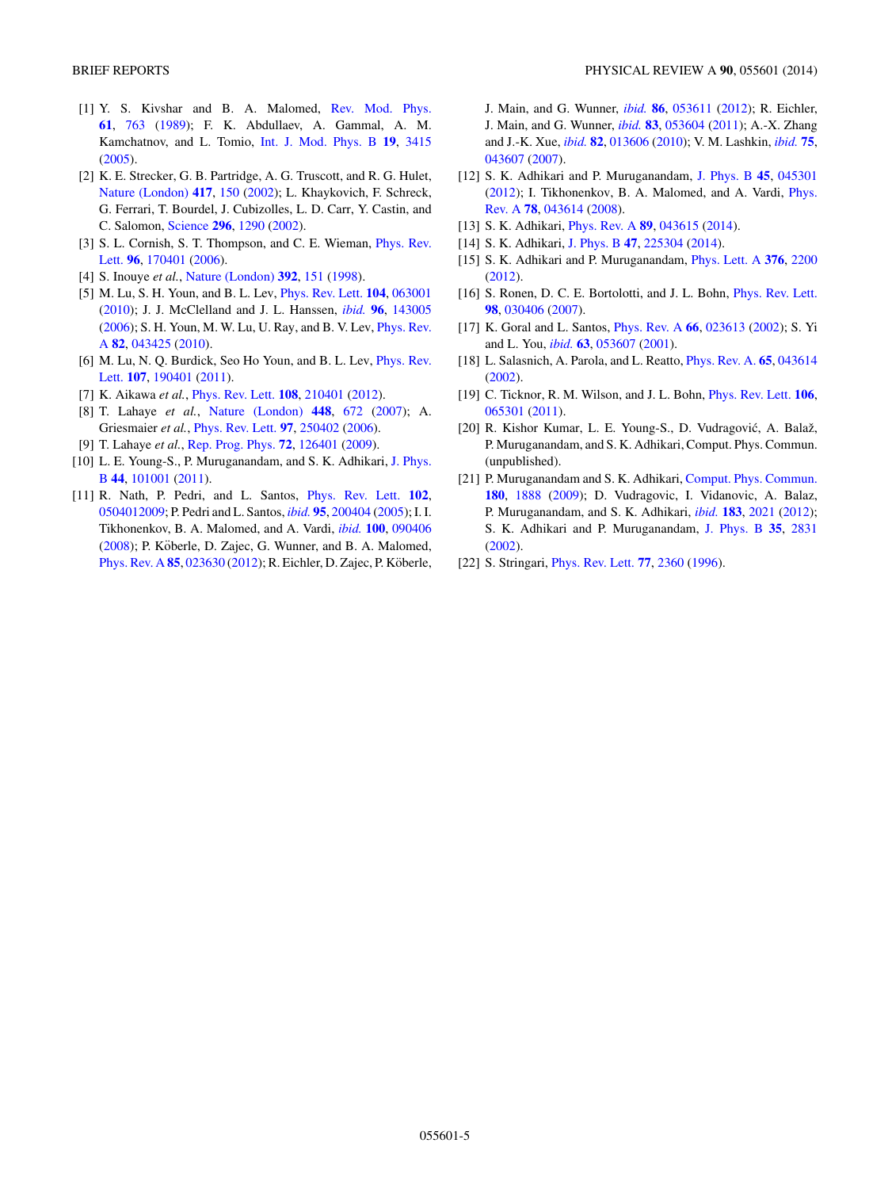[1] Y. S. Kivshar and B. A. Malomed, Rev. Mod. Phys. **61**, 763 (1989); F. K. Abdullaev, A. Gammal, A. M. Kamchatnov, and L. Tomio, Int. J. Mod. Phys. B **19**, 3415 (2005).

[2] K. E. Strecker, G. B. Partridge, A. G. Truscott, and R. G. Hulet, Nature (London) **417**, 150 (2002); L. Khaykovich, F. Schreck, G. Ferrari, T. Bourdel, J. Cubizolles, L. D. Carr, Y. Castin, and C. Salomon, Science **296**, 1290 (2002).

[3] S. L. Cornish, S. T. Thompson, and C. E. Wieman, Phys. Rev. Lett. **96**, 170401 (2006).

[4] S. Inouye *et al.*, Nature (London) **392**, 151 (1998).

[5] M. Lu, S. H. Youn, and B. L. Lev, Phys. Rev. Lett. **104**, 063001 (2010); J. J. McClelland and J. L. Hanssen, *ibid.* **96**, 143005 (2006); S. H. Youn, M. W. Lu, U. Ray, and B. V. Lev, Phys. Rev. A **82**, 043425 (2010).

[6] M. Lu, N. Q. Burdick, Seo Ho Youn, and B. L. Lev, Phys. Rev. Lett. **107**, 190401 (2011).

[7] K. Aikawa *et al.*, Phys. Rev. Lett. **108**, 210401 (2012).

[8] T. Lahaye *et al.*, Nature (London) **448**, 672 (2007); A. Griesmaier *et al.*, Phys. Rev. Lett. **97**, 250402 (2006).

[9] T. Lahaye *et al.*, Rep. Prog. Phys. **72**, 126401 (2009).

[10] L. E. Young-S., P. Muruganandam, and S. K. Adhikari, J. Phys. B **44**, 101001 (2011).

[11] R. Nath, P. Pedri, and L. Santos, Phys. Rev. Lett. **102**, 0504012009; P. Pedri and L. Santos, *ibid.* **95**, 200404 (2005); I. I. Tikhonenkov, B. A. Malomed, and A. Vardi, *ibid.* **100**, 090406 (2008); P. Köberle, D. Zajec, G. Wunner, and B. A. Malomed, Phys. Rev. A **85**, 023630 (2012); R. Eichler, D. Zajec, P. Köberle, J. Main, and G. Wunner, *ibid.* **86**, 053611 (2012); R. Eichler, J. Main, and G. Wunner, *ibid.* **83**, 053604 (2011); A.-X. Zhang and J.-K. Xue, *ibid.* **82**, 013606 (2010); V. M. Lashkin, *ibid.* **75**, 043607 (2007).

[12] S. K. Adhikari and P. Muruganandam, J. Phys. B **45**, 045301 (2012); I. Tikhonenkov, B. A. Malomed, and A. Vardi, Phys. Rev. A **78**, 043614 (2008).

[13] S. K. Adhikari, Phys. Rev. A **89**, 043615 (2014).

[14] S. K. Adhikari, J. Phys. B **47**, 225304 (2014).

[15] S. K. Adhikari and P. Muruganandam, Phys. Lett. A **376**, 2200 (2012).

[16] S. Ronen, D. C. E. Bortolotti, and J. L. Bohn, Phys. Rev. Lett. **98**, 030406 (2007).

[17] K. Goral and L. Santos, Phys. Rev. A **66**, 023613 (2002); S. Yi and L. You, *ibid.* **63**, 053607 (2001).

[18] L. Salasnich, A. Parola, and L. Reatto, Phys. Rev. A. **65**, 043614 (2002).

[19] C. Ticknor, R. M. Wilson, and J. L. Bohn, Phys. Rev. Lett. **106**, 065301 (2011).

[20] R. Kishor Kumar, L. E. Young-S., D. Vudragović, A. Balaž, P. Muruganandam, and S. K. Adhikari, Comput. Phys. Commun. (unpublished).

[21] P. Muruganandam and S. K. Adhikari, Comput. Phys. Commun. **180**, 1888 (2009); D. Vudragovic, I. Vidanovic, A. Balaz, P. Muruganandam, and S. K. Adhikari, *ibid.* **183**, 2021 (2012); S. K. Adhikari and P. Muruganandam, J. Phys. B **35**, 2831 (2002).

[22] S. Stringari, Phys. Rev. Lett. **77**, 2360 (1996).